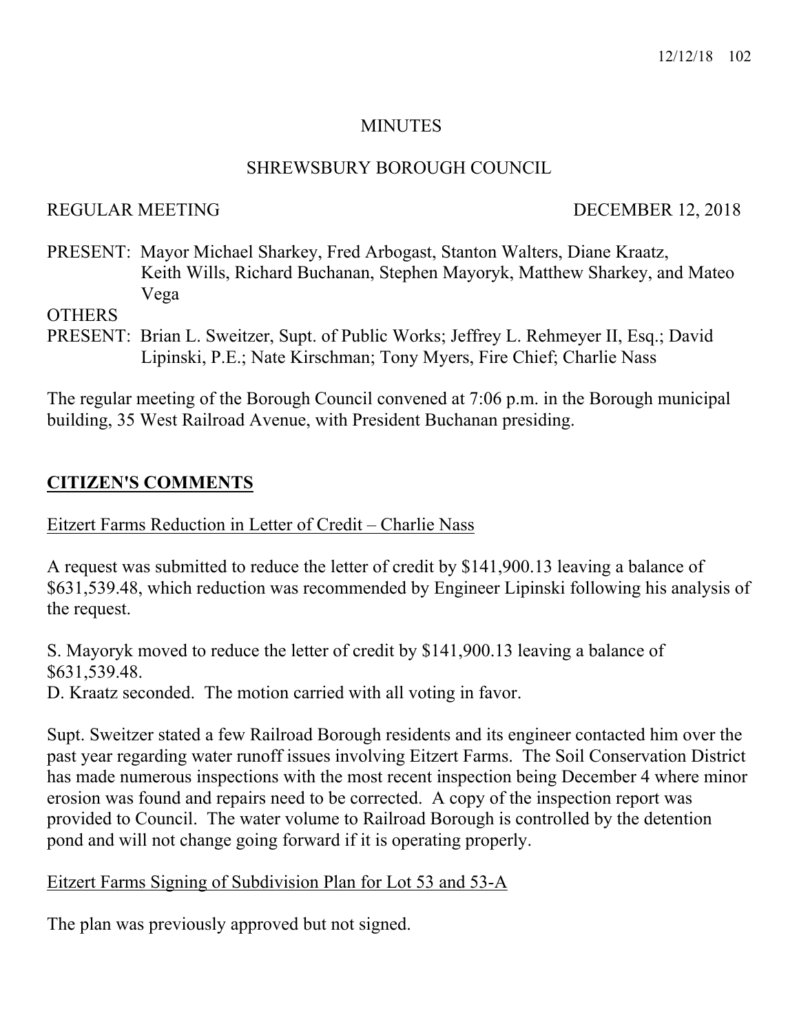# MINUTES

## SHREWSBURY BOROUGH COUNCIL

REGULAR MEETING DECEMBER 12, 2018

PRESENT: Mayor Michael Sharkey, Fred Arbogast, Stanton Walters, Diane Kraatz, Keith Wills, Richard Buchanan, Stephen Mayoryk, Matthew Sharkey, and Mateo Vega

OTHERS PRESENT: Brian L. Sweitzer, Supt. of Public Works; Jeffrey L. Rehmeyer II, Esq.; David Lipinski, P.E.; Nate Kirschman; Tony Myers, Fire Chief; Charlie Nass

The regular meeting of the Borough Council convened at 7:06 p.m. in the Borough municipal building, 35 West Railroad Avenue, with President Buchanan presiding.

## CITIZEN'S COMMENTS

Eitzert Farms Reduction in Letter of Credit – Charlie Nass

A request was submitted to reduce the letter of credit by $141,900.13 leaving a balance of $631,539.48, which reduction was recommended by Engineer Lipinski following his analysis of the request.

S. Mayoryk moved to reduce the letter of credit by $141,900.13 leaving a balance of $631,539.48.
D. Kraatz seconded. The motion carried with all voting in favor.

Supt. Sweitzer stated a few Railroad Borough residents and its engineer contacted him over the past year regarding water runoff issues involving Eitzert Farms. The Soil Conservation District has made numerous inspections with the most recent inspection being December 4 where minor erosion was found and repairs need to be corrected. A copy of the inspection report was provided to Council. The water volume to Railroad Borough is controlled by the detention pond and will not change going forward if it is operating properly.

Eitzert Farms Signing of Subdivision Plan for Lot 53 and 53-A

The plan was previously approved but not signed.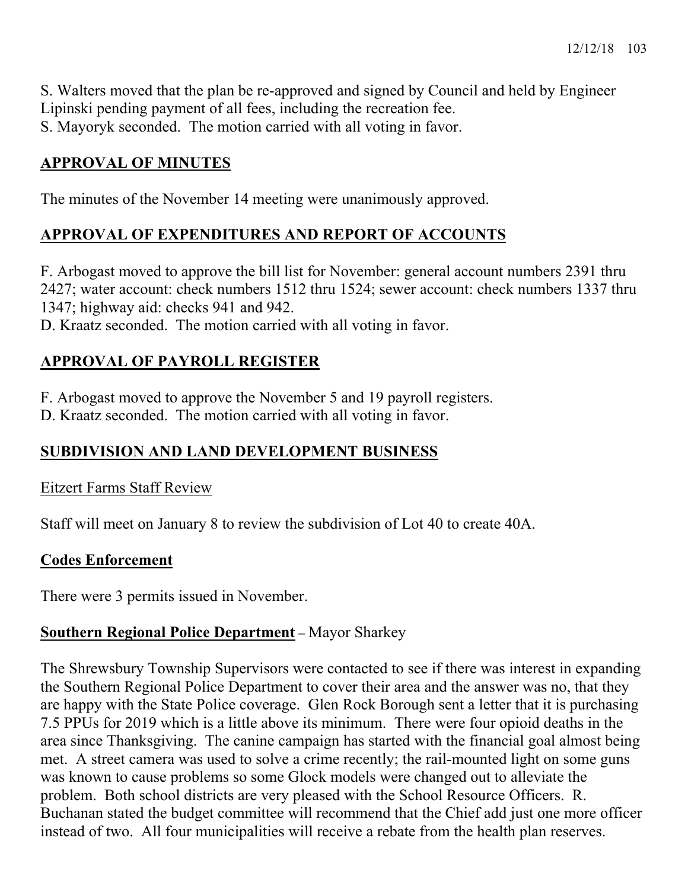S. Walters moved that the plan be re-approved and signed by Council and held by Engineer Lipinski pending payment of all fees, including the recreation fee.
S. Mayoryk seconded. The motion carried with all voting in favor.

## APPROVAL OF MINUTES

The minutes of the November 14 meeting were unanimously approved.

## APPROVAL OF EXPENDITURES AND REPORT OF ACCOUNTS

F. Arbogast moved to approve the bill list for November: general account numbers 2391 thru 2427; water account: check numbers 1512 thru 1524; sewer account: check numbers 1337 thru 1347; highway aid: checks 941 and 942.
D. Kraatz seconded. The motion carried with all voting in favor.

## APPROVAL OF PAYROLL REGISTER

F. Arbogast moved to approve the November 5 and 19 payroll registers.
D. Kraatz seconded. The motion carried with all voting in favor.

## SUBDIVISION AND LAND DEVELOPMENT BUSINESS

Eitzert Farms Staff Review

Staff will meet on January 8 to review the subdivision of Lot 40 to create 40A.

### Codes Enforcement

There were 3 permits issued in November.

### Southern Regional Police Department – Mayor Sharkey

The Shrewsbury Township Supervisors were contacted to see if there was interest in expanding the Southern Regional Police Department to cover their area and the answer was no, that they are happy with the State Police coverage. Glen Rock Borough sent a letter that it is purchasing 7.5 PPUs for 2019 which is a little above its minimum. There were four opioid deaths in the area since Thanksgiving. The canine campaign has started with the financial goal almost being met. A street camera was used to solve a crime recently; the rail-mounted light on some guns was known to cause problems so some Glock models were changed out to alleviate the problem. Both school districts are very pleased with the School Resource Officers. R. Buchanan stated the budget committee will recommend that the Chief add just one more officer instead of two. All four municipalities will receive a rebate from the health plan reserves.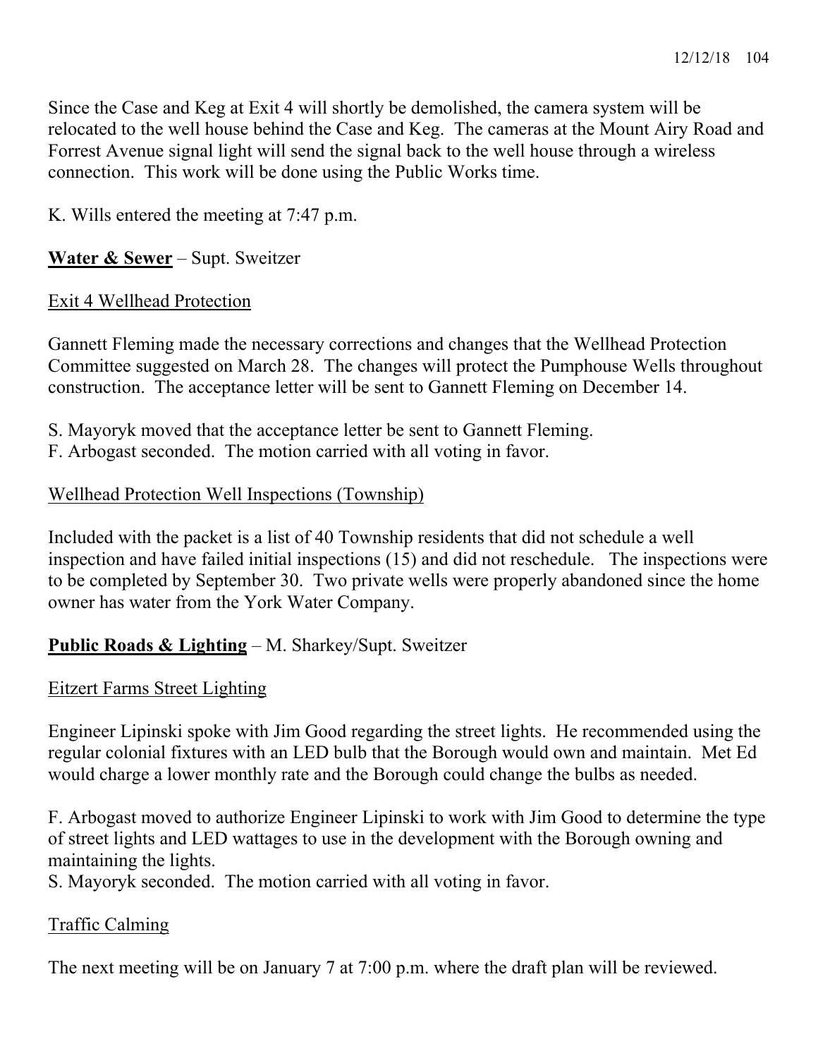Since the Case and Keg at Exit 4 will shortly be demolished, the camera system will be relocated to the well house behind the Case and Keg. The cameras at the Mount Airy Road and Forrest Avenue signal light will send the signal back to the well house through a wireless connection. This work will be done using the Public Works time.

K. Wills entered the meeting at 7:47 p.m.

**Water & Sewer** – Supt. Sweitzer

Exit 4 Wellhead Protection

Gannett Fleming made the necessary corrections and changes that the Wellhead Protection Committee suggested on March 28. The changes will protect the Pumphouse Wells throughout construction. The acceptance letter will be sent to Gannett Fleming on December 14.

S. Mayoryk moved that the acceptance letter be sent to Gannett Fleming.
F. Arbogast seconded. The motion carried with all voting in favor.

Wellhead Protection Well Inspections (Township)

Included with the packet is a list of 40 Township residents that did not schedule a well inspection and have failed initial inspections (15) and did not reschedule. The inspections were to be completed by September 30. Two private wells were properly abandoned since the home owner has water from the York Water Company.

**Public Roads & Lighting** – M. Sharkey/Supt. Sweitzer

Eitzert Farms Street Lighting

Engineer Lipinski spoke with Jim Good regarding the street lights. He recommended using the regular colonial fixtures with an LED bulb that the Borough would own and maintain. Met Ed would charge a lower monthly rate and the Borough could change the bulbs as needed.

F. Arbogast moved to authorize Engineer Lipinski to work with Jim Good to determine the type of street lights and LED wattages to use in the development with the Borough owning and maintaining the lights.
S. Mayoryk seconded. The motion carried with all voting in favor.

Traffic Calming

The next meeting will be on January 7 at 7:00 p.m. where the draft plan will be reviewed.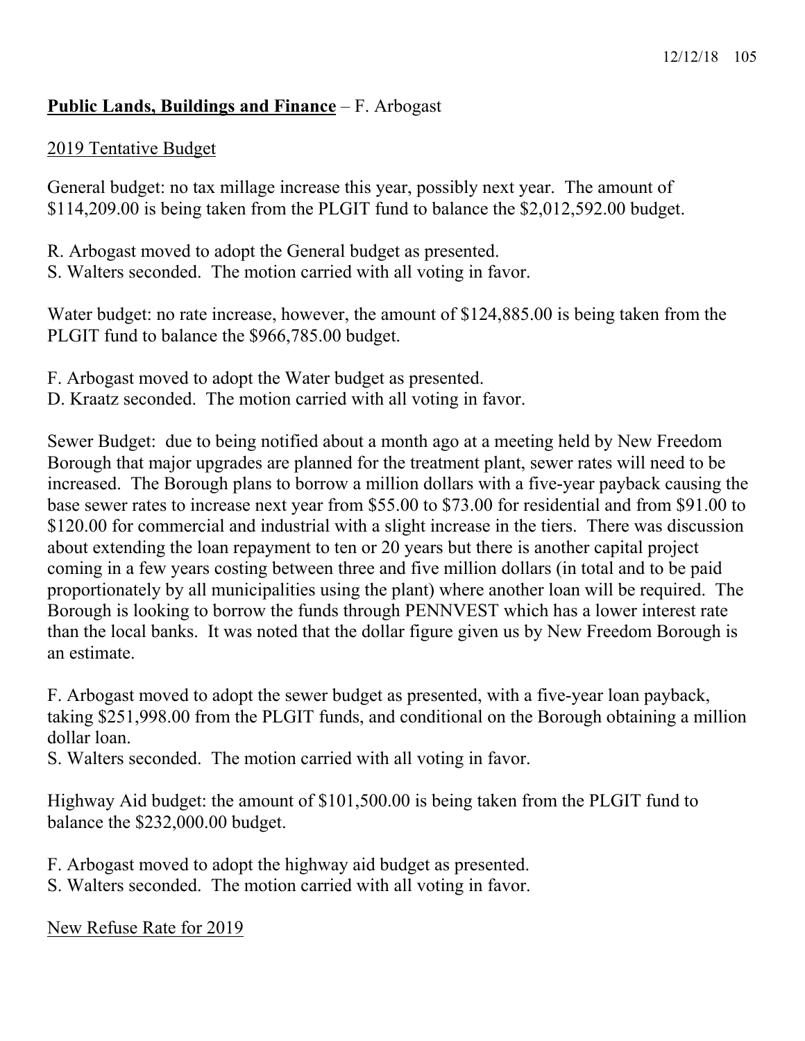**Public Lands, Buildings and Finance** – F. Arbogast

2019 Tentative Budget

General budget: no tax millage increase this year, possibly next year. The amount of $114,209.00 is being taken from the PLGIT fund to balance the $2,012,592.00 budget.

R. Arbogast moved to adopt the General budget as presented.
S. Walters seconded. The motion carried with all voting in favor.

Water budget: no rate increase, however, the amount of $124,885.00 is being taken from the PLGIT fund to balance the $966,785.00 budget.

F. Arbogast moved to adopt the Water budget as presented.
D. Kraatz seconded. The motion carried with all voting in favor.

Sewer Budget: due to being notified about a month ago at a meeting held by New Freedom Borough that major upgrades are planned for the treatment plant, sewer rates will need to be increased. The Borough plans to borrow a million dollars with a five-year payback causing the base sewer rates to increase next year from $55.00 to $73.00 for residential and from $91.00 to $120.00 for commercial and industrial with a slight increase in the tiers. There was discussion about extending the loan repayment to ten or 20 years but there is another capital project coming in a few years costing between three and five million dollars (in total and to be paid proportionately by all municipalities using the plant) where another loan will be required. The Borough is looking to borrow the funds through PENNVEST which has a lower interest rate than the local banks. It was noted that the dollar figure given us by New Freedom Borough is an estimate.

F. Arbogast moved to adopt the sewer budget as presented, with a five-year loan payback, taking $251,998.00 from the PLGIT funds, and conditional on the Borough obtaining a million dollar loan.
S. Walters seconded. The motion carried with all voting in favor.

Highway Aid budget: the amount of $101,500.00 is being taken from the PLGIT fund to balance the $232,000.00 budget.

F. Arbogast moved to adopt the highway aid budget as presented.
S. Walters seconded. The motion carried with all voting in favor.

New Refuse Rate for 2019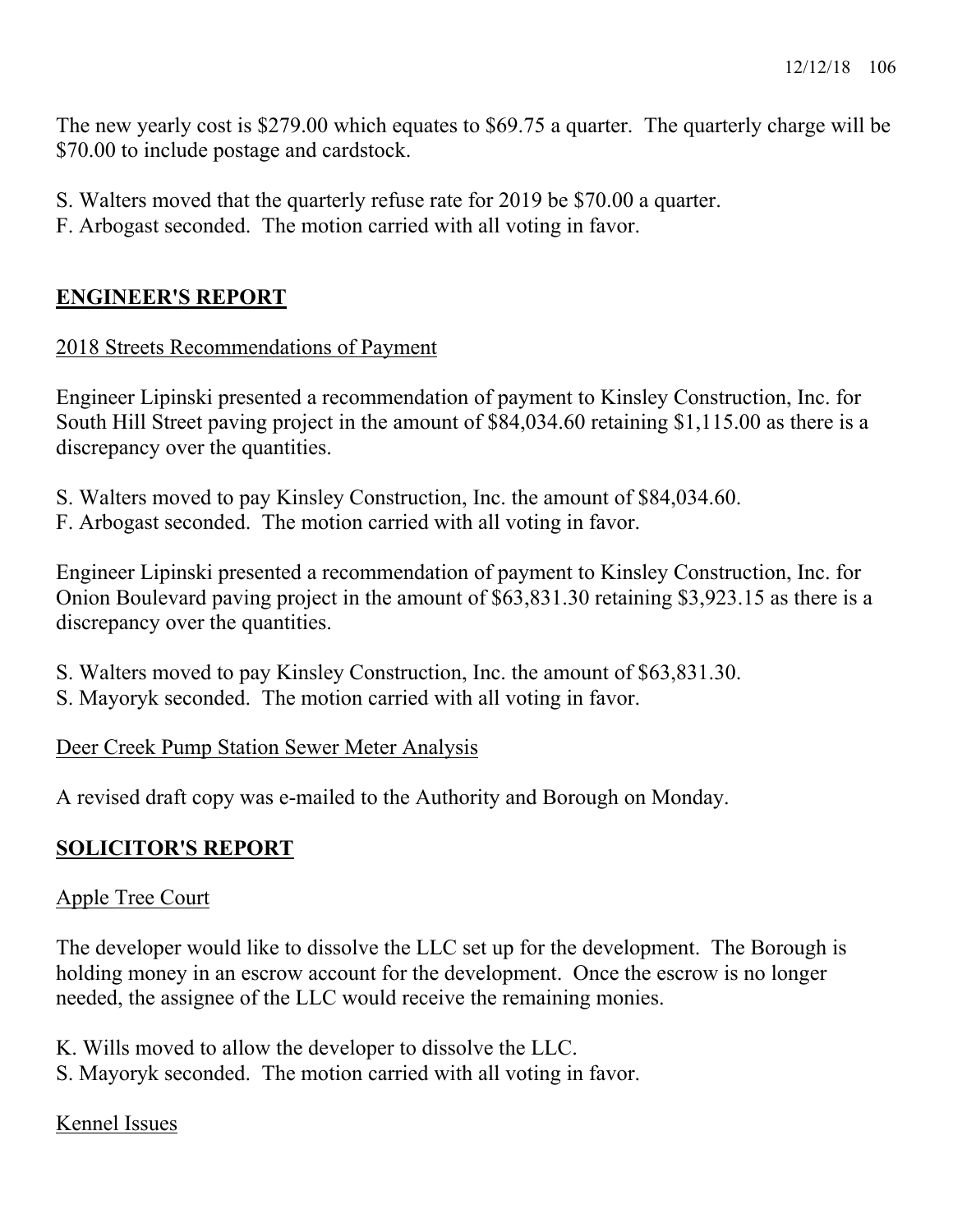The new yearly cost is $279.00 which equates to $69.75 a quarter. The quarterly charge will be $70.00 to include postage and cardstock.

S. Walters moved that the quarterly refuse rate for 2019 be $70.00 a quarter.
F. Arbogast seconded. The motion carried with all voting in favor.

## ENGINEER'S REPORT

2018 Streets Recommendations of Payment

Engineer Lipinski presented a recommendation of payment to Kinsley Construction, Inc. for South Hill Street paving project in the amount of $84,034.60 retaining $1,115.00 as there is a discrepancy over the quantities.

S. Walters moved to pay Kinsley Construction, Inc. the amount of $84,034.60.
F. Arbogast seconded. The motion carried with all voting in favor.

Engineer Lipinski presented a recommendation of payment to Kinsley Construction, Inc. for Onion Boulevard paving project in the amount of $63,831.30 retaining $3,923.15 as there is a discrepancy over the quantities.

S. Walters moved to pay Kinsley Construction, Inc. the amount of $63,831.30.
S. Mayoryk seconded. The motion carried with all voting in favor.

Deer Creek Pump Station Sewer Meter Analysis

A revised draft copy was e-mailed to the Authority and Borough on Monday.

## SOLICITOR'S REPORT

Apple Tree Court

The developer would like to dissolve the LLC set up for the development. The Borough is holding money in an escrow account for the development. Once the escrow is no longer needed, the assignee of the LLC would receive the remaining monies.

K. Wills moved to allow the developer to dissolve the LLC.
S. Mayoryk seconded. The motion carried with all voting in favor.

Kennel Issues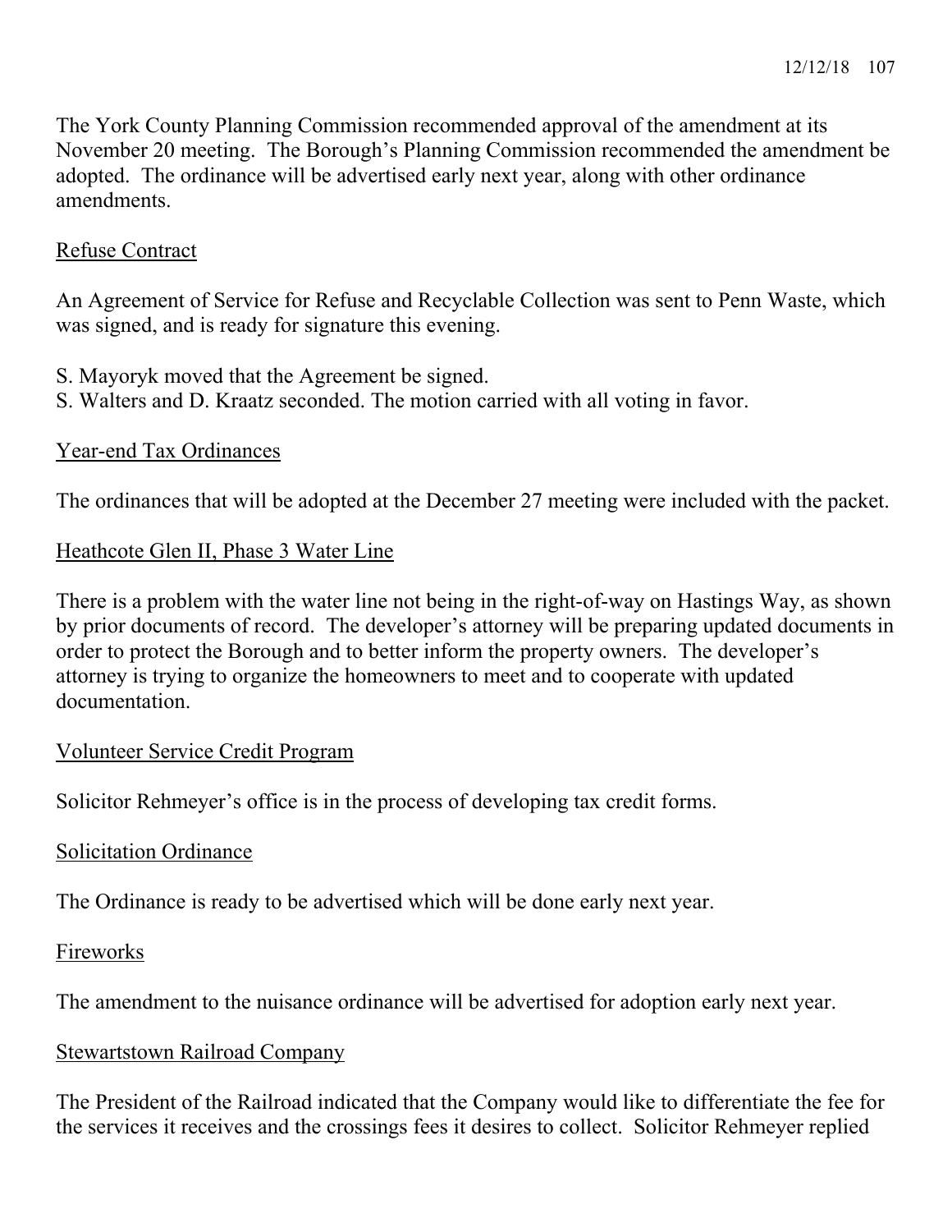The York County Planning Commission recommended approval of the amendment at its November 20 meeting. The Borough's Planning Commission recommended the amendment be adopted. The ordinance will be advertised early next year, along with other ordinance amendments.

Refuse Contract

An Agreement of Service for Refuse and Recyclable Collection was sent to Penn Waste, which was signed, and is ready for signature this evening.

S. Mayoryk moved that the Agreement be signed.
S. Walters and D. Kraatz seconded. The motion carried with all voting in favor.

Year-end Tax Ordinances

The ordinances that will be adopted at the December 27 meeting were included with the packet.

Heathcote Glen II, Phase 3 Water Line

There is a problem with the water line not being in the right-of-way on Hastings Way, as shown by prior documents of record. The developer's attorney will be preparing updated documents in order to protect the Borough and to better inform the property owners. The developer's attorney is trying to organize the homeowners to meet and to cooperate with updated documentation.

Volunteer Service Credit Program

Solicitor Rehmeyer's office is in the process of developing tax credit forms.

Solicitation Ordinance

The Ordinance is ready to be advertised which will be done early next year.

Fireworks

The amendment to the nuisance ordinance will be advertised for adoption early next year.

Stewartstown Railroad Company

The President of the Railroad indicated that the Company would like to differentiate the fee for the services it receives and the crossings fees it desires to collect. Solicitor Rehmeyer replied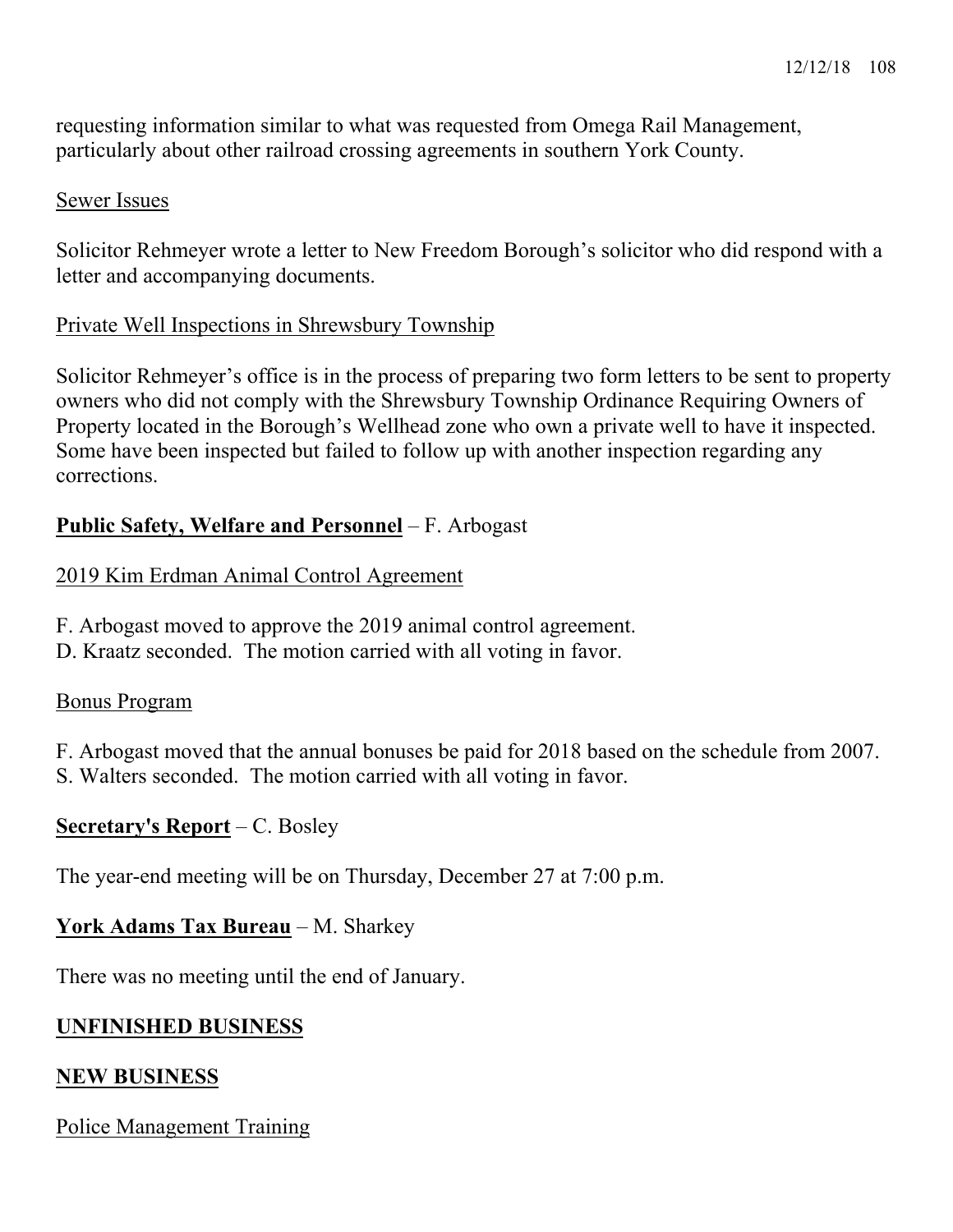requesting information similar to what was requested from Omega Rail Management, particularly about other railroad crossing agreements in southern York County.

Sewer Issues

Solicitor Rehmeyer wrote a letter to New Freedom Borough's solicitor who did respond with a letter and accompanying documents.

Private Well Inspections in Shrewsbury Township

Solicitor Rehmeyer's office is in the process of preparing two form letters to be sent to property owners who did not comply with the Shrewsbury Township Ordinance Requiring Owners of Property located in the Borough's Wellhead zone who own a private well to have it inspected. Some have been inspected but failed to follow up with another inspection regarding any corrections.

**Public Safety, Welfare and Personnel** – F. Arbogast

2019 Kim Erdman Animal Control Agreement

F. Arbogast moved to approve the 2019 animal control agreement.
D. Kraatz seconded. The motion carried with all voting in favor.

Bonus Program

F. Arbogast moved that the annual bonuses be paid for 2018 based on the schedule from 2007.
S. Walters seconded. The motion carried with all voting in favor.

**Secretary's Report** – C. Bosley

The year-end meeting will be on Thursday, December 27 at 7:00 p.m.

**York Adams Tax Bureau** – M. Sharkey

There was no meeting until the end of January.

**UNFINISHED BUSINESS**

**NEW BUSINESS**

Police Management Training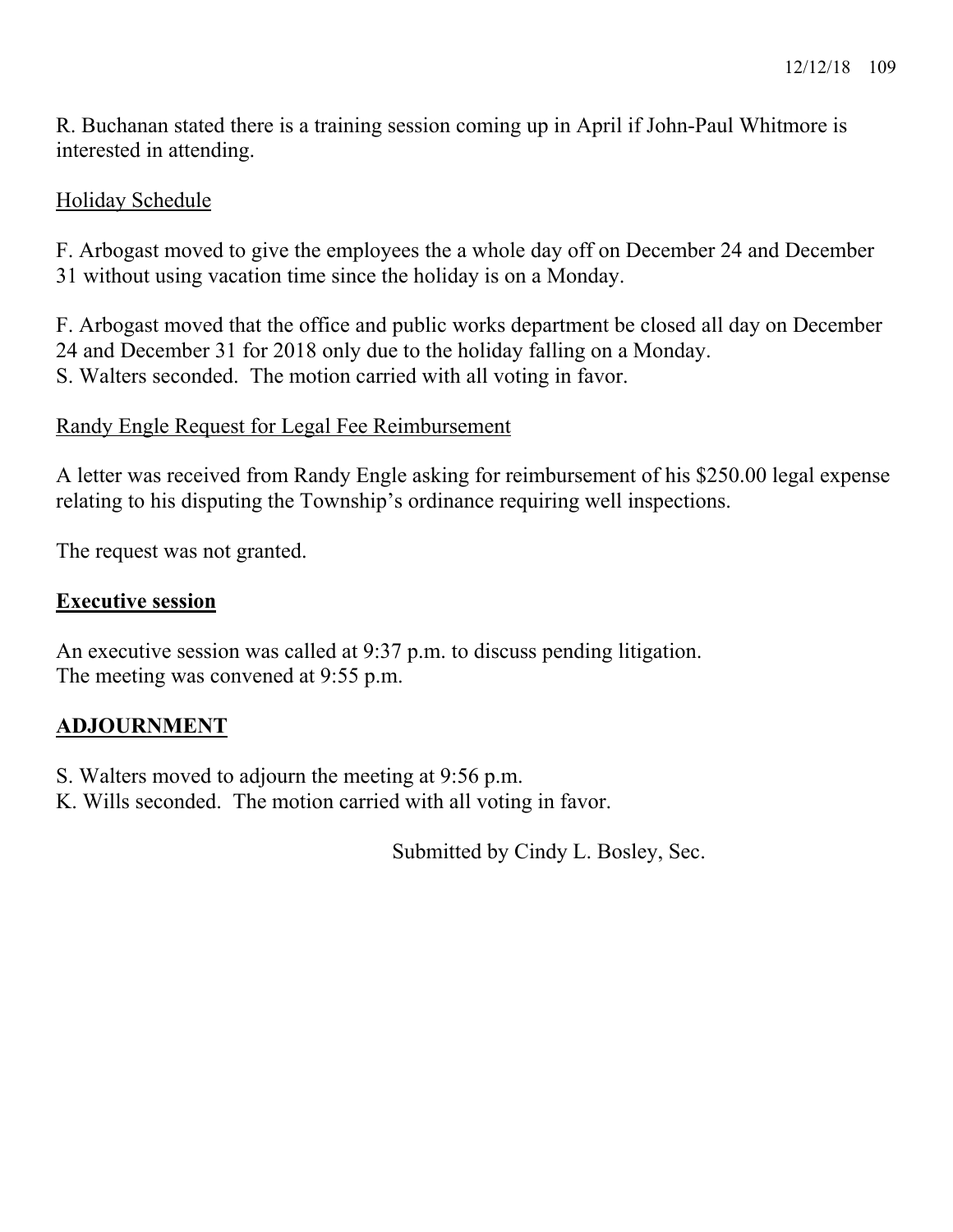R. Buchanan stated there is a training session coming up in April if John-Paul Whitmore is interested in attending.

Holiday Schedule

F. Arbogast moved to give the employees the a whole day off on December 24 and December 31 without using vacation time since the holiday is on a Monday.

F. Arbogast moved that the office and public works department be closed all day on December 24 and December 31 for 2018 only due to the holiday falling on a Monday.
S. Walters seconded. The motion carried with all voting in favor.

Randy Engle Request for Legal Fee Reimbursement

A letter was received from Randy Engle asking for reimbursement of his $250.00 legal expense relating to his disputing the Township's ordinance requiring well inspections.

The request was not granted.

## Executive session

An executive session was called at 9:37 p.m. to discuss pending litigation.
The meeting was convened at 9:55 p.m.

## ADJOURNMENT

S. Walters moved to adjourn the meeting at 9:56 p.m.
K. Wills seconded. The motion carried with all voting in favor.

Submitted by Cindy L. Bosley, Sec.